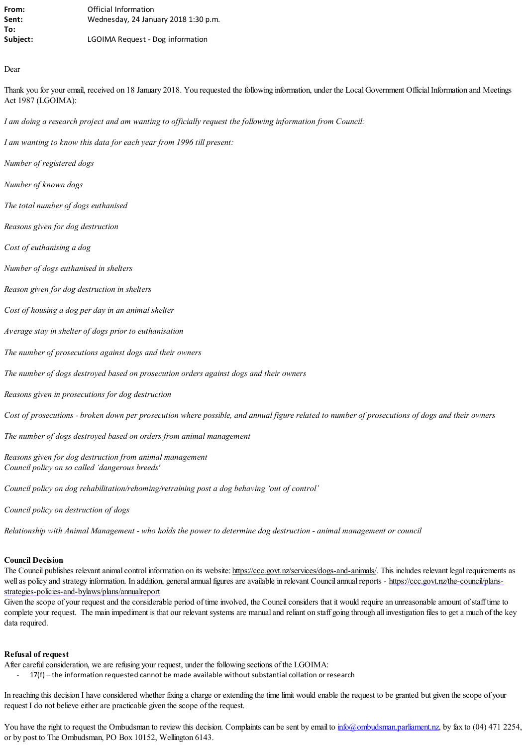**From:** Official Information
**Sent:** Wednesday, 24 January 2018 1:30 p.m.
**To:**
**Subject:** LGOIMA Request - Dog information

Dear

Thank you for your email, received on 18 January 2018. You requested the following information, under the Local Government Official Information and Meetings Act 1987 (LGOIMA):

*I am doing a research project and am wanting to officially request the following information from Council:*

*I am wanting to know this data for each year from 1996 till present:*

*Number of registered dogs*

*Number of known dogs*

*The total number of dogs euthanised*

*Reasons given for dog destruction*

*Cost of euthanising a dog*

*Number of dogs euthanised in shelters*

*Reason given for dog destruction in shelters*

*Cost of housing a dog per day in an animal shelter*

*Average stay in shelter of dogs prior to euthanisation*

*The number of prosecutions against dogs and their owners*

*The number of dogs destroyed based on prosecution orders against dogs and their owners*

*Reasons given in prosecutions for dog destruction*

*Cost of prosecutions - broken down per prosecution where possible, and annual figure related to number of prosecutions of dogs and their owners*

*The number of dogs destroyed based on orders from animal management*

*Reasons given for dog destruction from animal management*
*Council policy on so called 'dangerous breeds'*

*Council policy on dog rehabilitation/rehoming/retraining post a dog behaving 'out of control'*

*Council policy on destruction of dogs*

*Relationship with Animal Management - who holds the power to determine dog destruction - animal management or council*

**Council Decision**
The Council publishes relevant animal control information on its website: https://ccc.govt.nz/services/dogs-and-animals/. This includes relevant legal requirements as well as policy and strategy information. In addition, general annual figures are available in relevant Council annual reports - https://ccc.govt.nz/the-council/plans-strategies-policies-and-bylaws/plans/annualreport
Given the scope of your request and the considerable period of time involved, the Council considers that it would require an unreasonable amount of staff time to complete your request. The main impediment is that our relevant systems are manual and reliant on staff going through all investigation files to get a much of the key data required.

**Refusal of request**
After careful consideration, we are refusing your request, under the following sections of the LGOIMA:

- 17(f) – the information requested cannot be made available without substantial collation or research

In reaching this decision I have considered whether fixing a charge or extending the time limit would enable the request to be granted but given the scope of your request I do not believe either are practicable given the scope of the request.

You have the right to request the Ombudsman to review this decision. Complaints can be sent by email to info@ombudsman.parliament.nz, by fax to (04) 471 2254, or by post to The Ombudsman, PO Box 10152, Wellington 6143.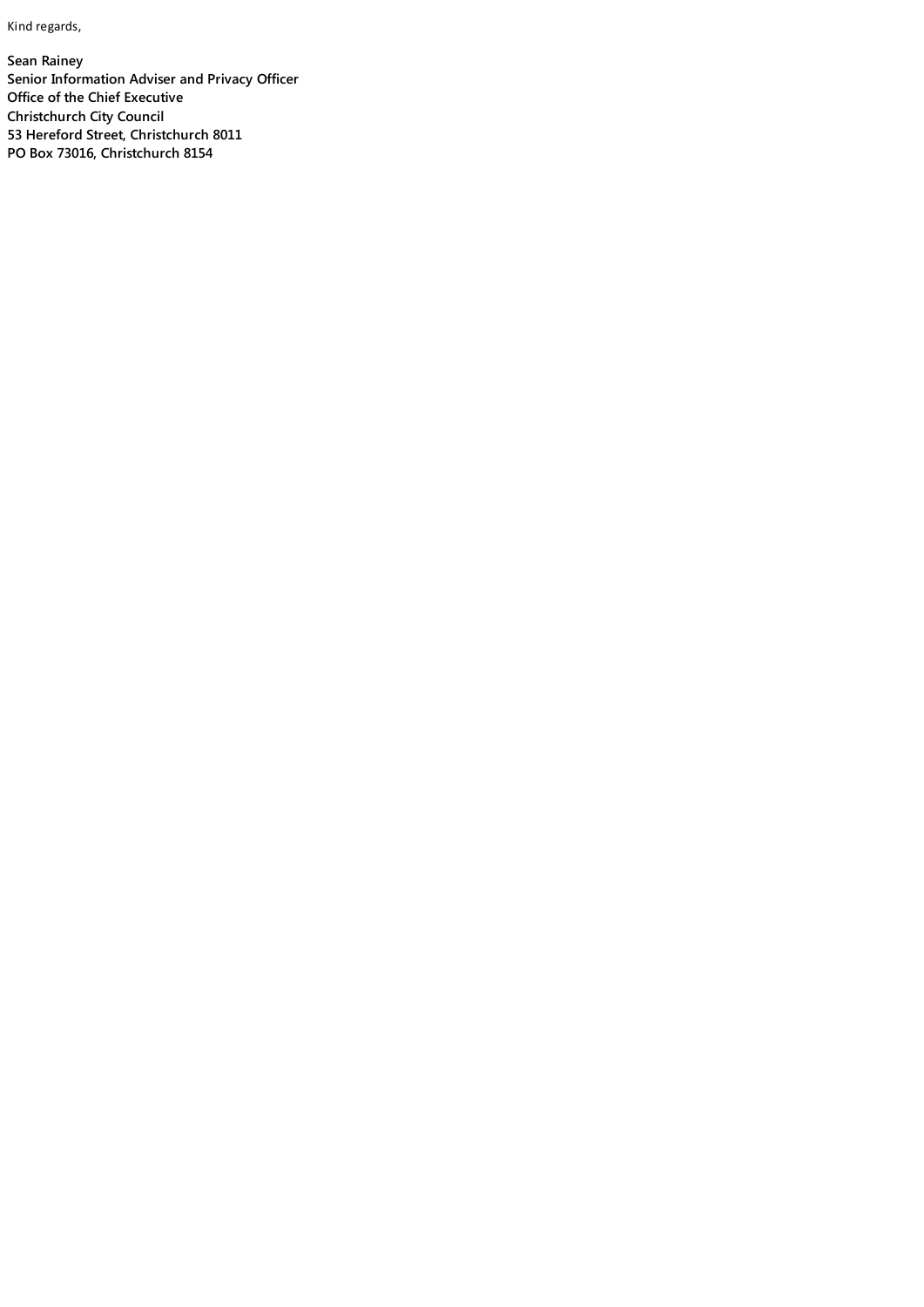Kind regards,

**Sean Rainey**
**Senior Information Adviser and Privacy Officer**
**Office of the Chief Executive**
**Christchurch City Council**
**53 Hereford Street, Christchurch 8011**
**PO Box 73016, Christchurch 8154**